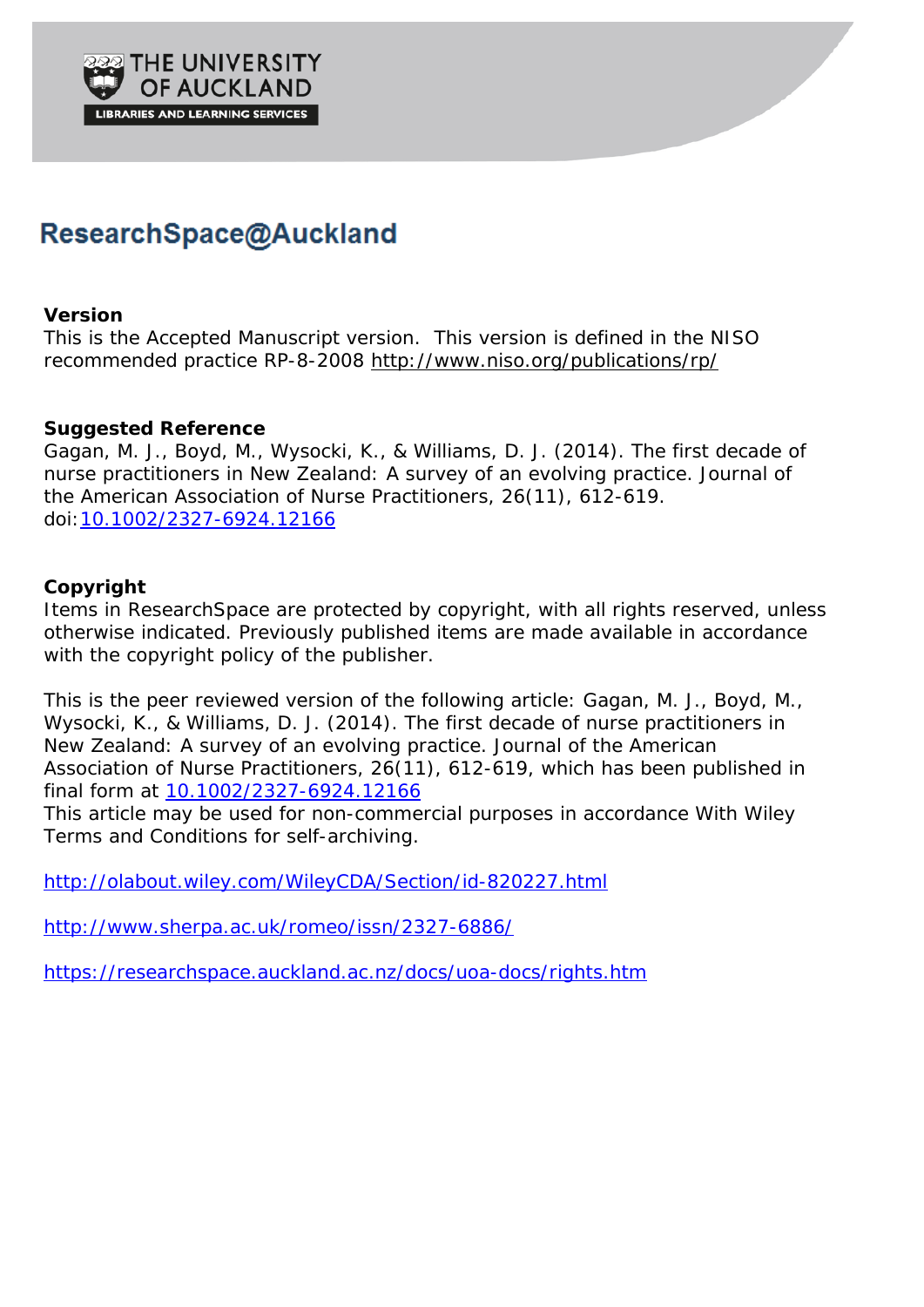THE UNIVERSITY OF AUCKLAND

LIBRARIES AND LEARNING SERVICES

# ResearchSpace@Auckland

**Version**

This is the Accepted Manuscript version. This version is defined in the NISO recommended practice RP-8-2008 http://www.niso.org/publications/rp/

**Suggested Reference**

Gagan, M. J., Boyd, M., Wysocki, K., & Williams, D. J. (2014). The first decade of nurse practitioners in New Zealand: A survey of an evolving practice. Journal of the American Association of Nurse Practitioners, 26(11), 612-619. doi:10.1002/2327-6924.12166

**Copyright**

Items in ResearchSpace are protected by copyright, with all rights reserved, unless otherwise indicated. Previously published items are made available in accordance with the copyright policy of the publisher.

This is the peer reviewed version of the following article: Gagan, M. J., Boyd, M., Wysocki, K., & Williams, D. J. (2014). The first decade of nurse practitioners in New Zealand: A survey of an evolving practice. Journal of the American Association of Nurse Practitioners, 26(11), 612-619, which has been published in final form at 10.1002/2327-6924.12166

This article may be used for non-commercial purposes in accordance With Wiley Terms and Conditions for self-archiving.

http://olabout.wiley.com/WileyCDA/Section/id-820227.html

http://www.sherpa.ac.uk/romeo/issn/2327-6886/

https://researchspace.auckland.ac.nz/docs/uoa-docs/rights.htm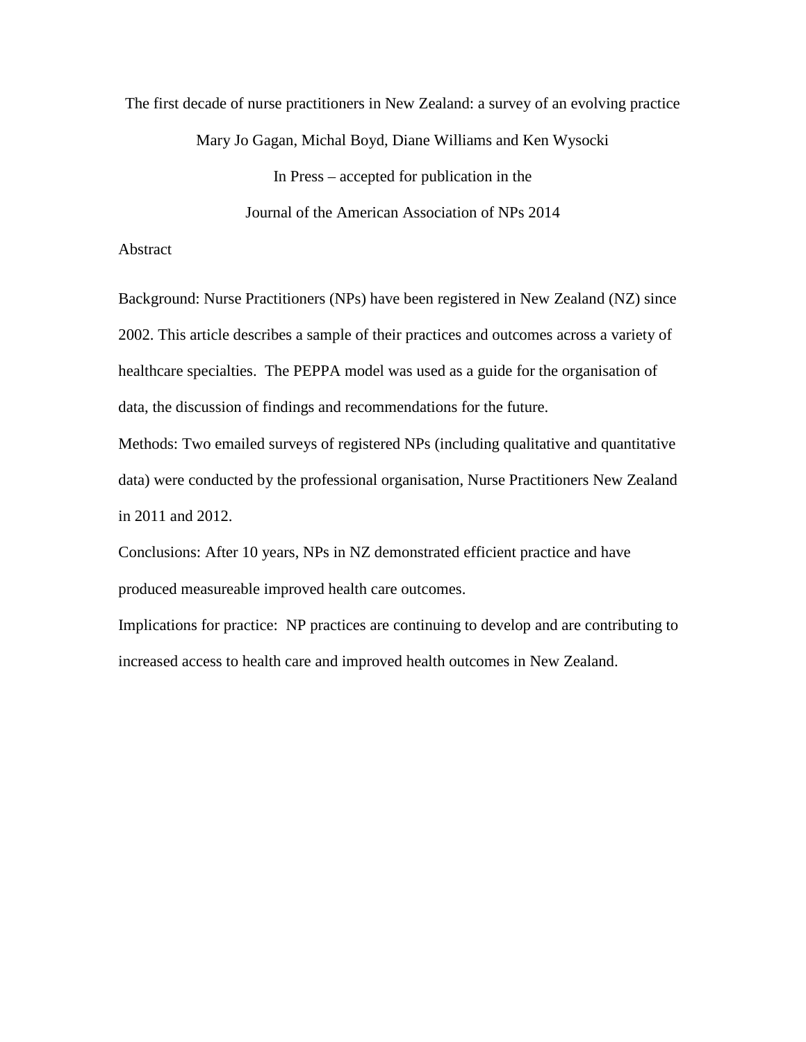# The first decade of nurse practitioners in New Zealand: a survey of an evolving practice

Mary Jo Gagan, Michal Boyd, Diane Williams and Ken Wysocki

In Press – accepted for publication in the

Journal of the American Association of NPs 2014

## Abstract

Background: Nurse Practitioners (NPs) have been registered in New Zealand (NZ) since 2002. This article describes a sample of their practices and outcomes across a variety of healthcare specialties. The PEPPA model was used as a guide for the organisation of data, the discussion of findings and recommendations for the future.

Methods: Two emailed surveys of registered NPs (including qualitative and quantitative data) were conducted by the professional organisation, Nurse Practitioners New Zealand in 2011 and 2012.

Conclusions: After 10 years, NPs in NZ demonstrated efficient practice and have produced measureable improved health care outcomes.

Implications for practice: NP practices are continuing to develop and are contributing to increased access to health care and improved health outcomes in New Zealand.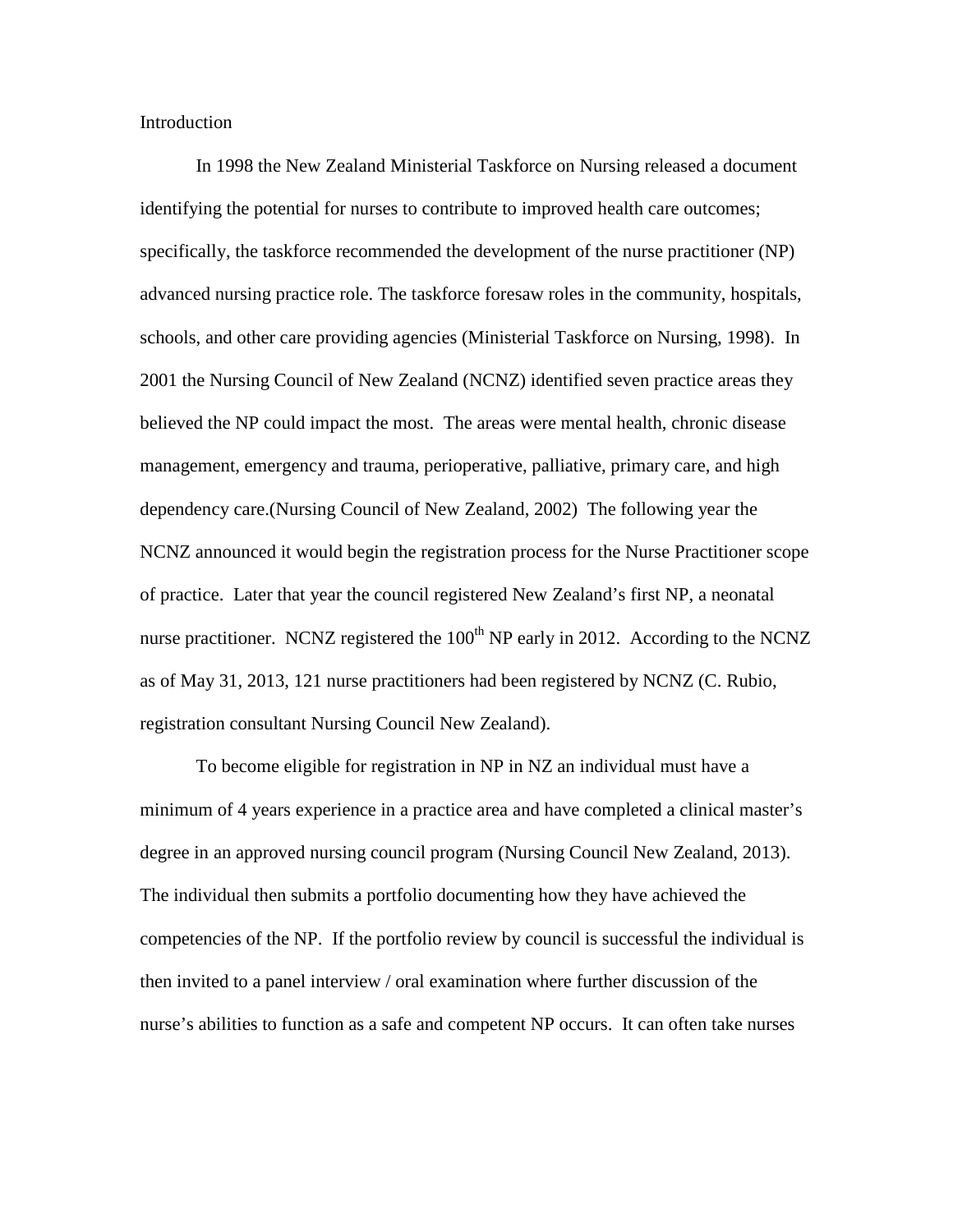## Introduction

In 1998 the New Zealand Ministerial Taskforce on Nursing released a document identifying the potential for nurses to contribute to improved health care outcomes; specifically, the taskforce recommended the development of the nurse practitioner (NP) advanced nursing practice role. The taskforce foresaw roles in the community, hospitals, schools, and other care providing agencies (Ministerial Taskforce on Nursing, 1998). In 2001 the Nursing Council of New Zealand (NCNZ) identified seven practice areas they believed the NP could impact the most. The areas were mental health, chronic disease management, emergency and trauma, perioperative, palliative, primary care, and high dependency care.(Nursing Council of New Zealand, 2002) The following year the NCNZ announced it would begin the registration process for the Nurse Practitioner scope of practice. Later that year the council registered New Zealand's first NP, a neonatal nurse practitioner. NCNZ registered the 100th NP early in 2012. According to the NCNZ as of May 31, 2013, 121 nurse practitioners had been registered by NCNZ (C. Rubio, registration consultant Nursing Council New Zealand).

To become eligible for registration in NP in NZ an individual must have a minimum of 4 years experience in a practice area and have completed a clinical master's degree in an approved nursing council program (Nursing Council New Zealand, 2013). The individual then submits a portfolio documenting how they have achieved the competencies of the NP. If the portfolio review by council is successful the individual is then invited to a panel interview / oral examination where further discussion of the nurse's abilities to function as a safe and competent NP occurs. It can often take nurses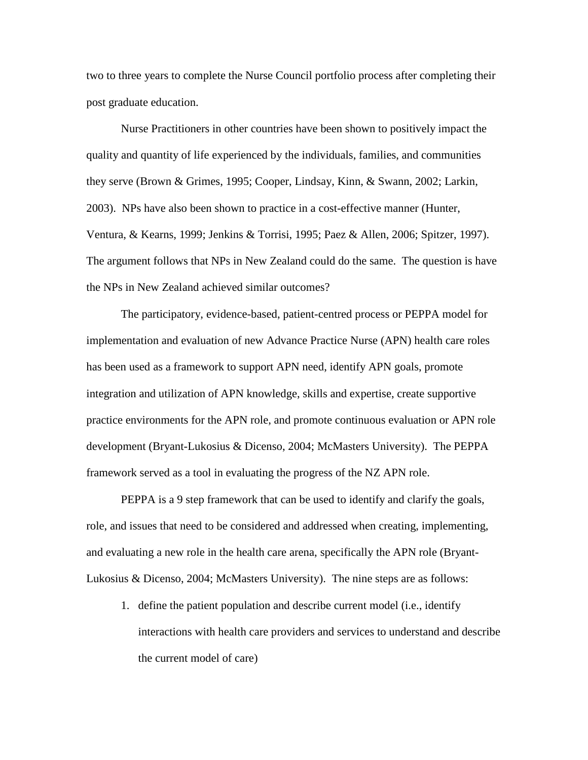two to three years to complete the Nurse Council portfolio process after completing their post graduate education.

Nurse Practitioners in other countries have been shown to positively impact the quality and quantity of life experienced by the individuals, families, and communities they serve (Brown & Grimes, 1995; Cooper, Lindsay, Kinn, & Swann, 2002; Larkin, 2003). NPs have also been shown to practice in a cost-effective manner (Hunter, Ventura, & Kearns, 1999; Jenkins & Torrisi, 1995; Paez & Allen, 2006; Spitzer, 1997). The argument follows that NPs in New Zealand could do the same. The question is have the NPs in New Zealand achieved similar outcomes?

The participatory, evidence-based, patient-centred process or PEPPA model for implementation and evaluation of new Advance Practice Nurse (APN) health care roles has been used as a framework to support APN need, identify APN goals, promote integration and utilization of APN knowledge, skills and expertise, create supportive practice environments for the APN role, and promote continuous evaluation or APN role development (Bryant-Lukosius & Dicenso, 2004; McMasters University). The PEPPA framework served as a tool in evaluating the progress of the NZ APN role.

PEPPA is a 9 step framework that can be used to identify and clarify the goals, role, and issues that need to be considered and addressed when creating, implementing, and evaluating a new role in the health care arena, specifically the APN role (Bryant-Lukosius & Dicenso, 2004; McMasters University). The nine steps are as follows:

1. define the patient population and describe current model (i.e., identify interactions with health care providers and services to understand and describe the current model of care)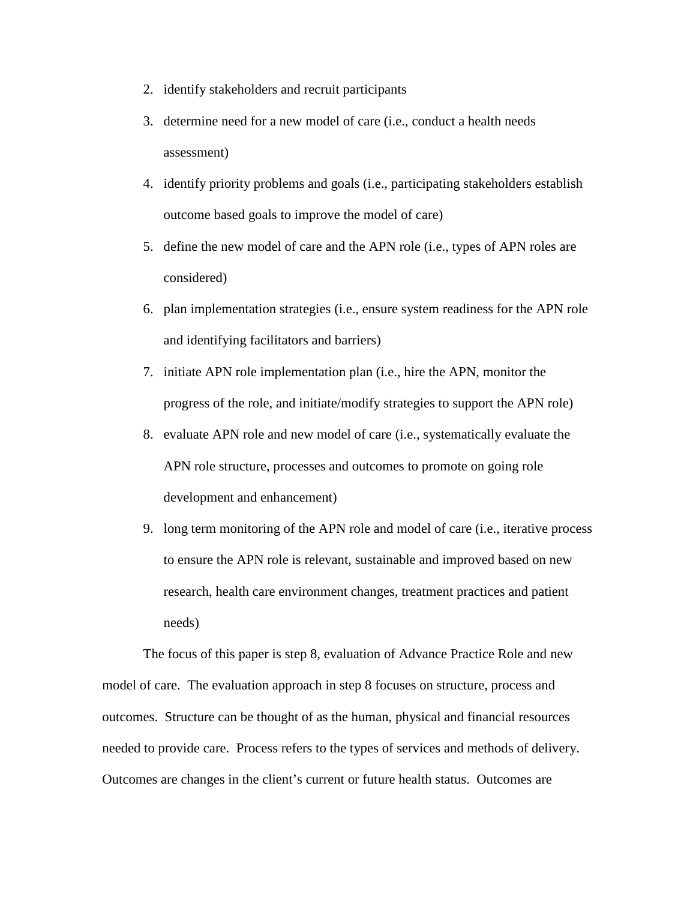2. identify stakeholders and recruit participants
3. determine need for a new model of care (i.e., conduct a health needs assessment)
4. identify priority problems and goals (i.e., participating stakeholders establish outcome based goals to improve the model of care)
5. define the new model of care and the APN role (i.e., types of APN roles are considered)
6. plan implementation strategies (i.e., ensure system readiness for the APN role and identifying facilitators and barriers)
7. initiate APN role implementation plan (i.e., hire the APN, monitor the progress of the role, and initiate/modify strategies to support the APN role)
8. evaluate APN role and new model of care (i.e., systematically evaluate the APN role structure, processes and outcomes to promote on going role development and enhancement)
9. long term monitoring of the APN role and model of care (i.e., iterative process to ensure the APN role is relevant, sustainable and improved based on new research, health care environment changes, treatment practices and patient needs)

The focus of this paper is step 8, evaluation of Advance Practice Role and new model of care. The evaluation approach in step 8 focuses on structure, process and outcomes. Structure can be thought of as the human, physical and financial resources needed to provide care. Process refers to the types of services and methods of delivery. Outcomes are changes in the client's current or future health status. Outcomes are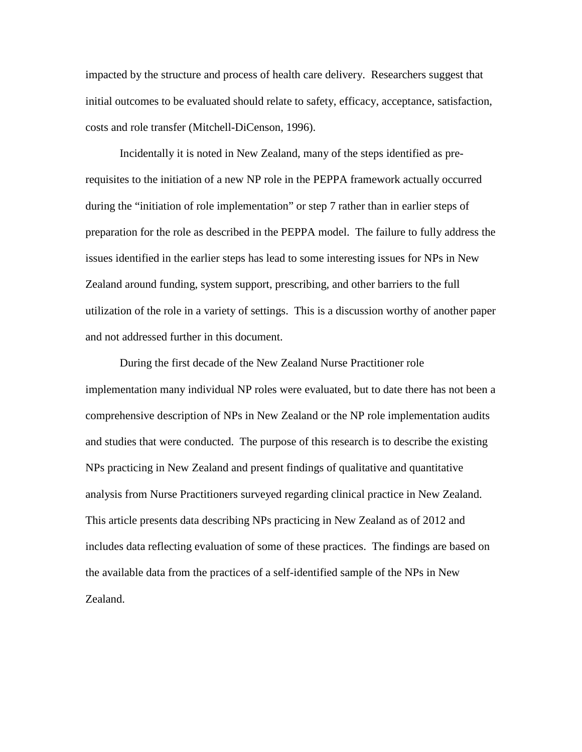impacted by the structure and process of health care delivery. Researchers suggest that initial outcomes to be evaluated should relate to safety, efficacy, acceptance, satisfaction, costs and role transfer (Mitchell-DiCenson, 1996).

Incidentally it is noted in New Zealand, many of the steps identified as pre-requisites to the initiation of a new NP role in the PEPPA framework actually occurred during the "initiation of role implementation" or step 7 rather than in earlier steps of preparation for the role as described in the PEPPA model. The failure to fully address the issues identified in the earlier steps has lead to some interesting issues for NPs in New Zealand around funding, system support, prescribing, and other barriers to the full utilization of the role in a variety of settings. This is a discussion worthy of another paper and not addressed further in this document.

During the first decade of the New Zealand Nurse Practitioner role implementation many individual NP roles were evaluated, but to date there has not been a comprehensive description of NPs in New Zealand or the NP role implementation audits and studies that were conducted. The purpose of this research is to describe the existing NPs practicing in New Zealand and present findings of qualitative and quantitative analysis from Nurse Practitioners surveyed regarding clinical practice in New Zealand. This article presents data describing NPs practicing in New Zealand as of 2012 and includes data reflecting evaluation of some of these practices. The findings are based on the available data from the practices of a self-identified sample of the NPs in New Zealand.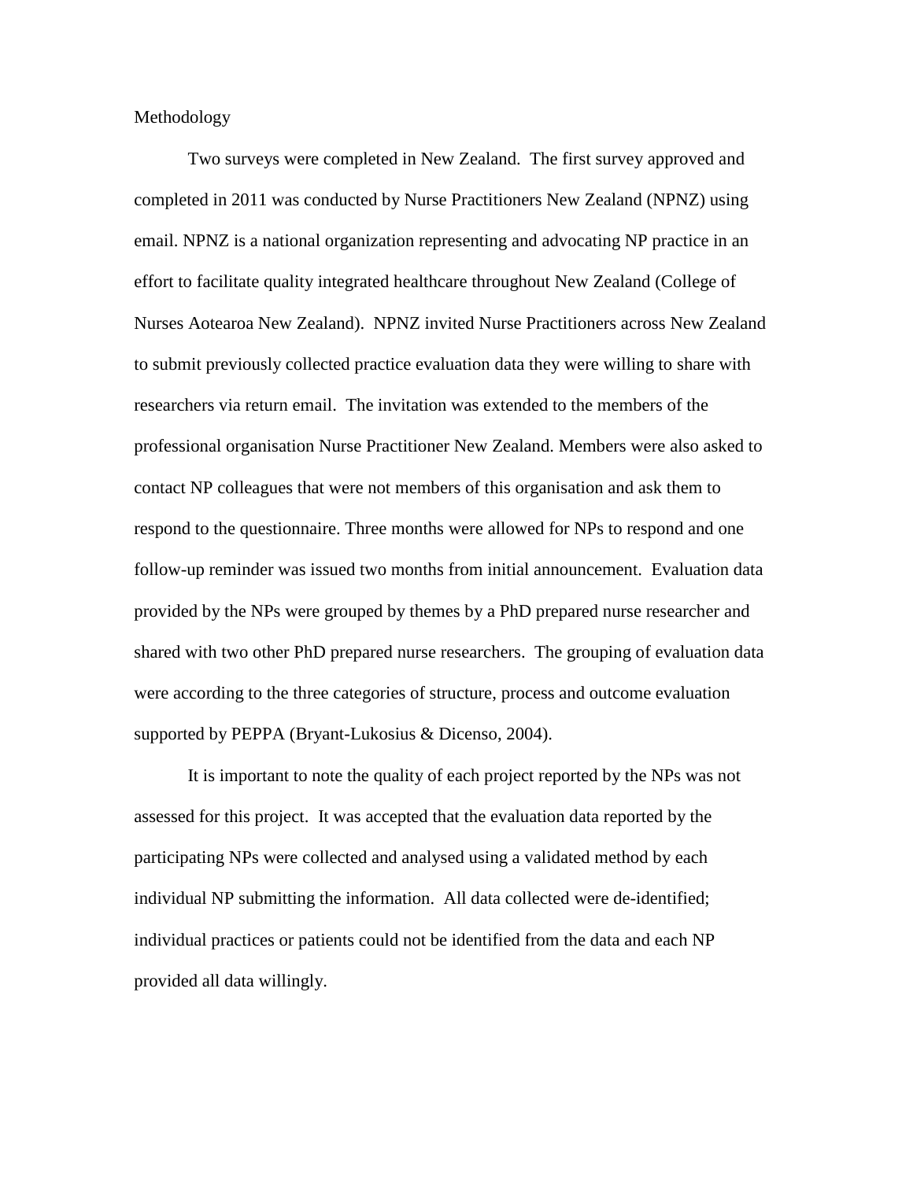# Methodology

Two surveys were completed in New Zealand. The first survey approved and completed in 2011 was conducted by Nurse Practitioners New Zealand (NPNZ) using email. NPNZ is a national organization representing and advocating NP practice in an effort to facilitate quality integrated healthcare throughout New Zealand (College of Nurses Aotearoa New Zealand). NPNZ invited Nurse Practitioners across New Zealand to submit previously collected practice evaluation data they were willing to share with researchers via return email. The invitation was extended to the members of the professional organisation Nurse Practitioner New Zealand. Members were also asked to contact NP colleagues that were not members of this organisation and ask them to respond to the questionnaire. Three months were allowed for NPs to respond and one follow-up reminder was issued two months from initial announcement. Evaluation data provided by the NPs were grouped by themes by a PhD prepared nurse researcher and shared with two other PhD prepared nurse researchers. The grouping of evaluation data were according to the three categories of structure, process and outcome evaluation supported by PEPPA (Bryant-Lukosius & Dicenso, 2004).

It is important to note the quality of each project reported by the NPs was not assessed for this project. It was accepted that the evaluation data reported by the participating NPs were collected and analysed using a validated method by each individual NP submitting the information. All data collected were de-identified; individual practices or patients could not be identified from the data and each NP provided all data willingly.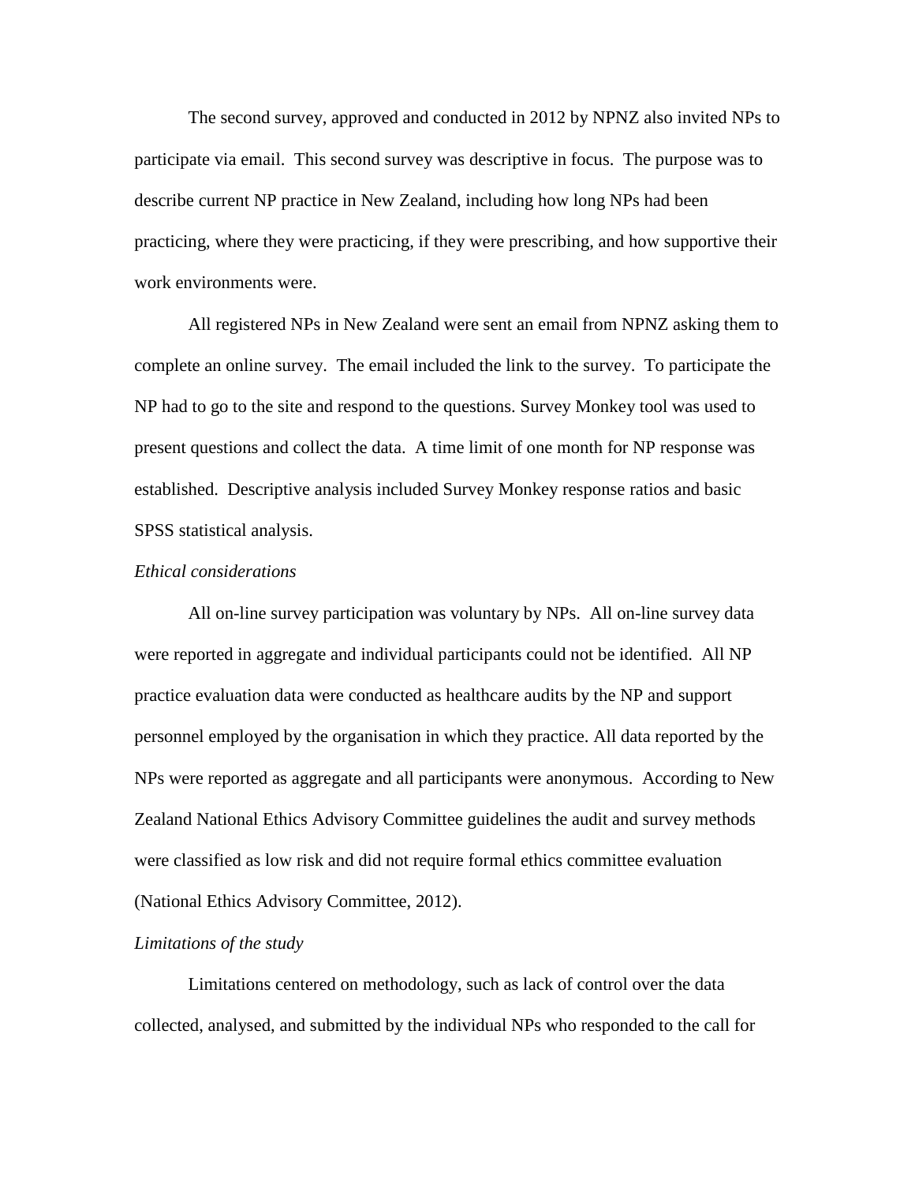The second survey, approved and conducted in 2012 by NPNZ also invited NPs to participate via email. This second survey was descriptive in focus. The purpose was to describe current NP practice in New Zealand, including how long NPs had been practicing, where they were practicing, if they were prescribing, and how supportive their work environments were.

All registered NPs in New Zealand were sent an email from NPNZ asking them to complete an online survey. The email included the link to the survey. To participate the NP had to go to the site and respond to the questions. Survey Monkey tool was used to present questions and collect the data. A time limit of one month for NP response was established. Descriptive analysis included Survey Monkey response ratios and basic SPSS statistical analysis.

*Ethical considerations*

All on-line survey participation was voluntary by NPs. All on-line survey data were reported in aggregate and individual participants could not be identified. All NP practice evaluation data were conducted as healthcare audits by the NP and support personnel employed by the organisation in which they practice. All data reported by the NPs were reported as aggregate and all participants were anonymous. According to New Zealand National Ethics Advisory Committee guidelines the audit and survey methods were classified as low risk and did not require formal ethics committee evaluation (National Ethics Advisory Committee, 2012).

*Limitations of the study*

Limitations centered on methodology, such as lack of control over the data collected, analysed, and submitted by the individual NPs who responded to the call for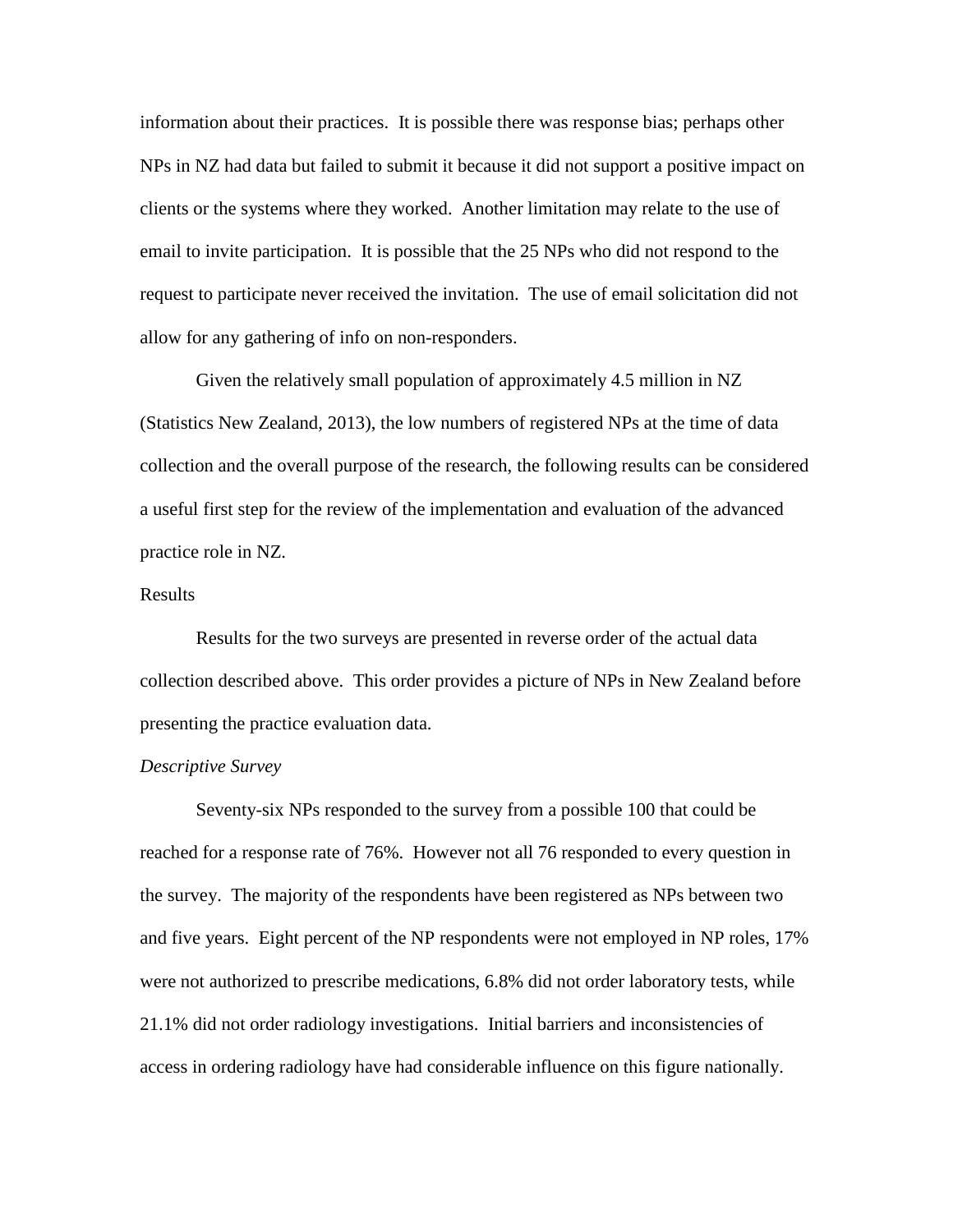information about their practices. It is possible there was response bias; perhaps other NPs in NZ had data but failed to submit it because it did not support a positive impact on clients or the systems where they worked. Another limitation may relate to the use of email to invite participation. It is possible that the 25 NPs who did not respond to the request to participate never received the invitation. The use of email solicitation did not allow for any gathering of info on non-responders.

Given the relatively small population of approximately 4.5 million in NZ (Statistics New Zealand, 2013), the low numbers of registered NPs at the time of data collection and the overall purpose of the research, the following results can be considered a useful first step for the review of the implementation and evaluation of the advanced practice role in NZ.

## Results

Results for the two surveys are presented in reverse order of the actual data collection described above. This order provides a picture of NPs in New Zealand before presenting the practice evaluation data.

### *Descriptive Survey*

Seventy-six NPs responded to the survey from a possible 100 that could be reached for a response rate of 76%. However not all 76 responded to every question in the survey. The majority of the respondents have been registered as NPs between two and five years. Eight percent of the NP respondents were not employed in NP roles, 17% were not authorized to prescribe medications, 6.8% did not order laboratory tests, while 21.1% did not order radiology investigations. Initial barriers and inconsistencies of access in ordering radiology have had considerable influence on this figure nationally.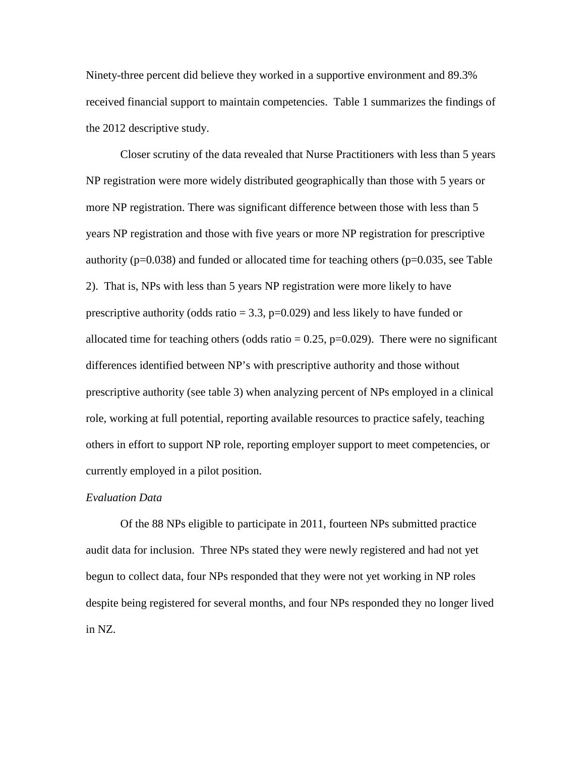Ninety-three percent did believe they worked in a supportive environment and 89.3% received financial support to maintain competencies. Table 1 summarizes the findings of the 2012 descriptive study.

Closer scrutiny of the data revealed that Nurse Practitioners with less than 5 years NP registration were more widely distributed geographically than those with 5 years or more NP registration. There was significant difference between those with less than 5 years NP registration and those with five years or more NP registration for prescriptive authority ($p=0.038$) and funded or allocated time for teaching others ($p=0.035$, see Table 2). That is, NPs with less than 5 years NP registration were more likely to have prescriptive authority (odds ratio = 3.3, $p=0.029$) and less likely to have funded or allocated time for teaching others (odds ratio = 0.25, $p=0.029$). There were no significant differences identified between NP's with prescriptive authority and those without prescriptive authority (see table 3) when analyzing percent of NPs employed in a clinical role, working at full potential, reporting available resources to practice safely, teaching others in effort to support NP role, reporting employer support to meet competencies, or currently employed in a pilot position.

*Evaluation Data*

Of the 88 NPs eligible to participate in 2011, fourteen NPs submitted practice audit data for inclusion. Three NPs stated they were newly registered and had not yet begun to collect data, four NPs responded that they were not yet working in NP roles despite being registered for several months, and four NPs responded they no longer lived in NZ.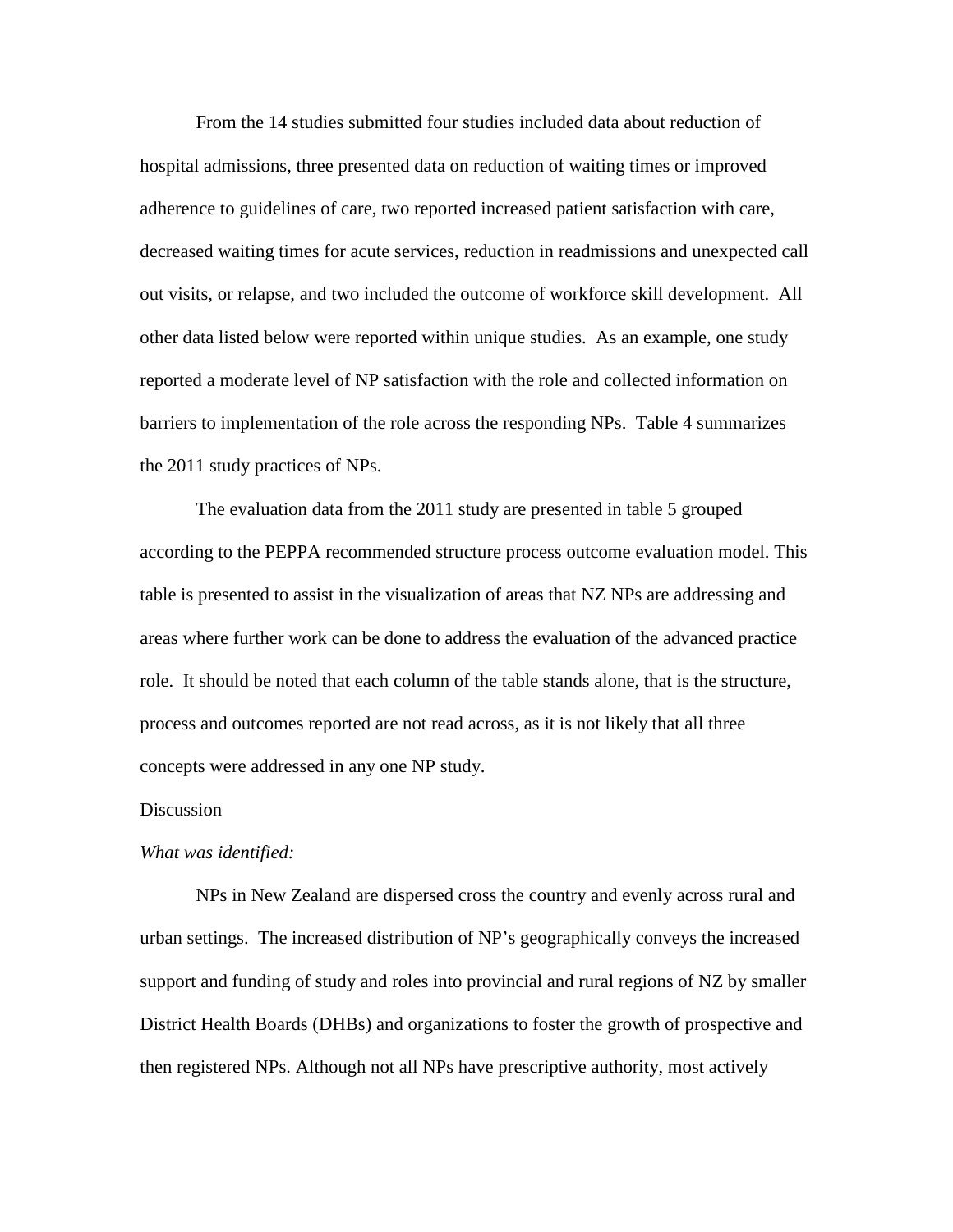From the 14 studies submitted four studies included data about reduction of hospital admissions, three presented data on reduction of waiting times or improved adherence to guidelines of care, two reported increased patient satisfaction with care, decreased waiting times for acute services, reduction in readmissions and unexpected call out visits, or relapse, and two included the outcome of workforce skill development. All other data listed below were reported within unique studies. As an example, one study reported a moderate level of NP satisfaction with the role and collected information on barriers to implementation of the role across the responding NPs. Table 4 summarizes the 2011 study practices of NPs.

The evaluation data from the 2011 study are presented in table 5 grouped according to the PEPPA recommended structure process outcome evaluation model. This table is presented to assist in the visualization of areas that NZ NPs are addressing and areas where further work can be done to address the evaluation of the advanced practice role. It should be noted that each column of the table stands alone, that is the structure, process and outcomes reported are not read across, as it is not likely that all three concepts were addressed in any one NP study.

## Discussion

*What was identified:*

NPs in New Zealand are dispersed cross the country and evenly across rural and urban settings. The increased distribution of NP's geographically conveys the increased support and funding of study and roles into provincial and rural regions of NZ by smaller District Health Boards (DHBs) and organizations to foster the growth of prospective and then registered NPs. Although not all NPs have prescriptive authority, most actively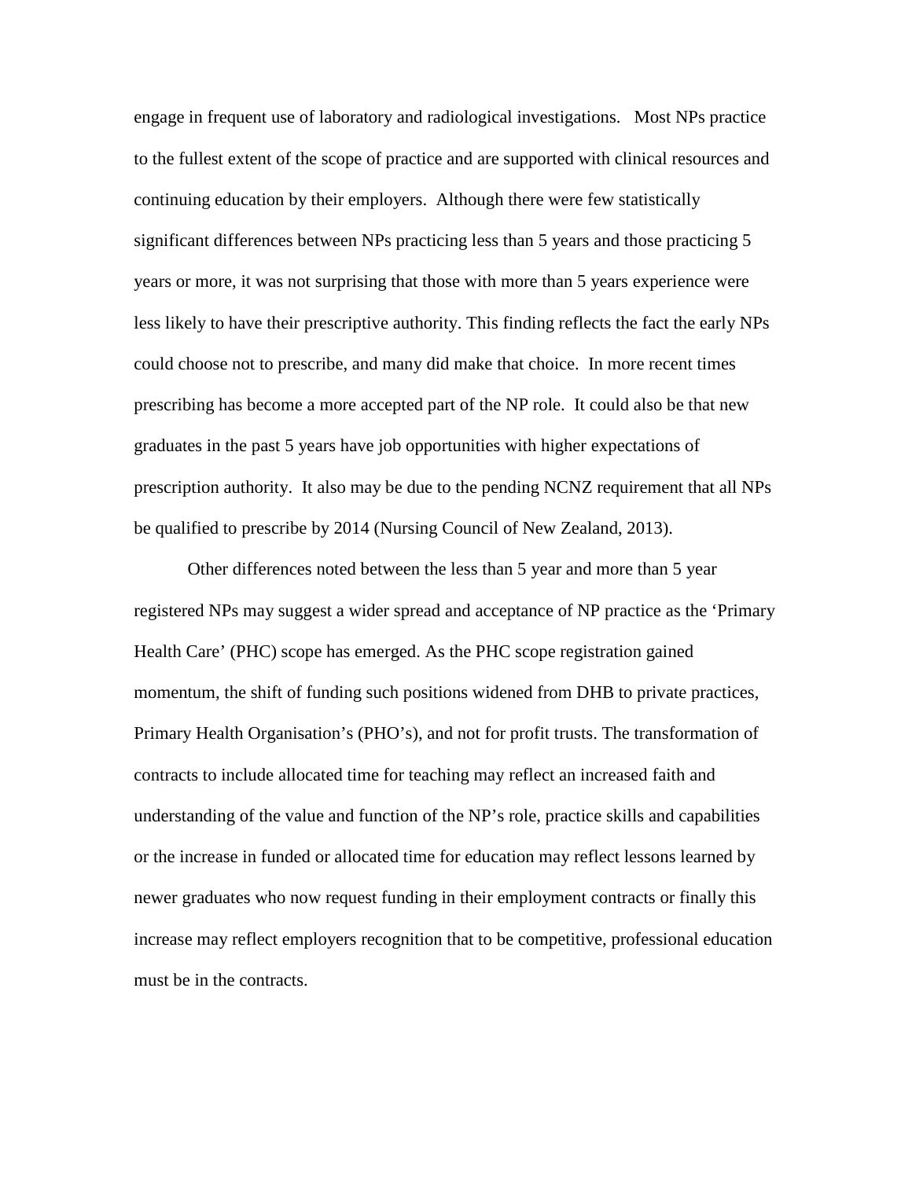engage in frequent use of laboratory and radiological investigations. Most NPs practice to the fullest extent of the scope of practice and are supported with clinical resources and continuing education by their employers. Although there were few statistically significant differences between NPs practicing less than 5 years and those practicing 5 years or more, it was not surprising that those with more than 5 years experience were less likely to have their prescriptive authority. This finding reflects the fact the early NPs could choose not to prescribe, and many did make that choice. In more recent times prescribing has become a more accepted part of the NP role. It could also be that new graduates in the past 5 years have job opportunities with higher expectations of prescription authority. It also may be due to the pending NCNZ requirement that all NPs be qualified to prescribe by 2014 (Nursing Council of New Zealand, 2013).

Other differences noted between the less than 5 year and more than 5 year registered NPs may suggest a wider spread and acceptance of NP practice as the 'Primary Health Care' (PHC) scope has emerged. As the PHC scope registration gained momentum, the shift of funding such positions widened from DHB to private practices, Primary Health Organisation's (PHO's), and not for profit trusts. The transformation of contracts to include allocated time for teaching may reflect an increased faith and understanding of the value and function of the NP's role, practice skills and capabilities or the increase in funded or allocated time for education may reflect lessons learned by newer graduates who now request funding in their employment contracts or finally this increase may reflect employers recognition that to be competitive, professional education must be in the contracts.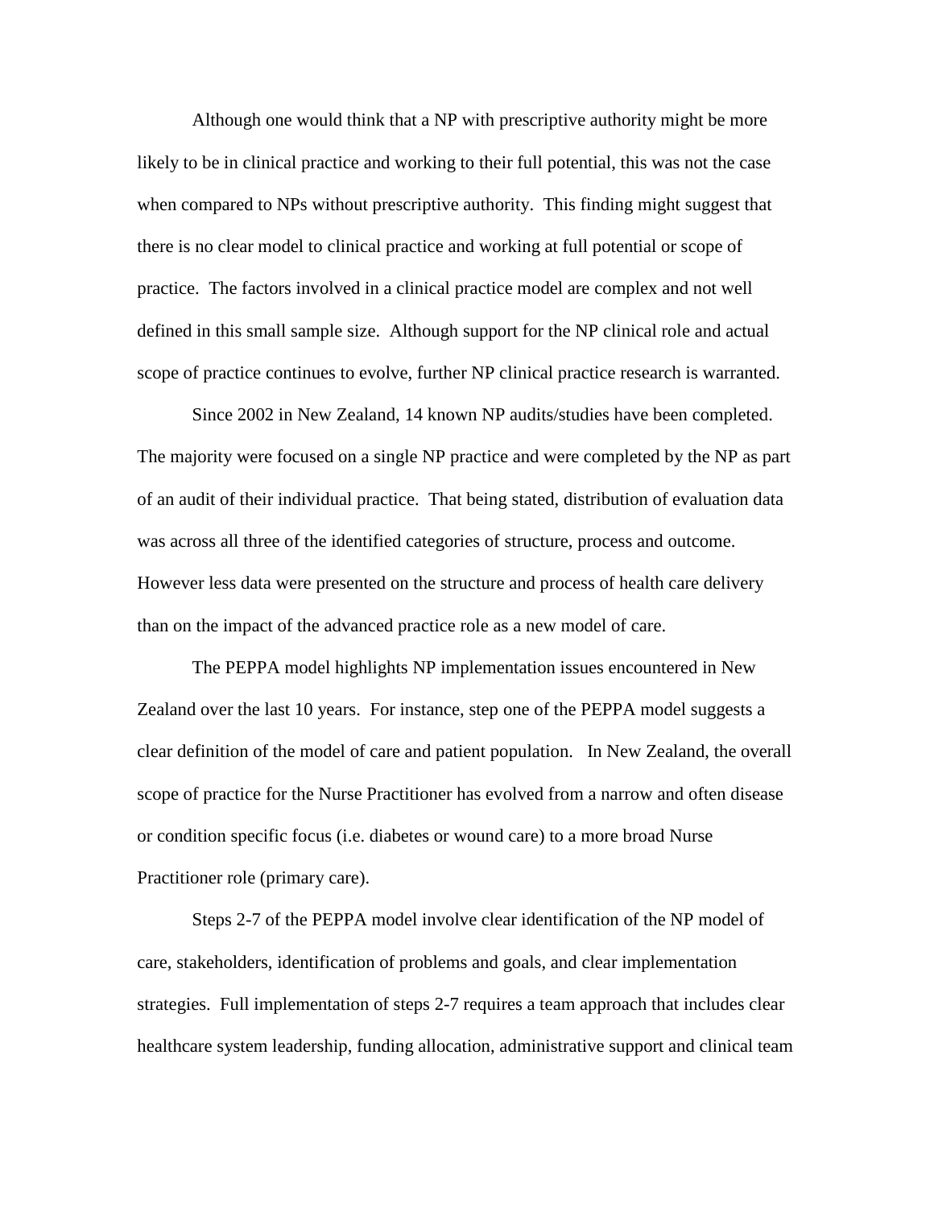Although one would think that a NP with prescriptive authority might be more likely to be in clinical practice and working to their full potential, this was not the case when compared to NPs without prescriptive authority. This finding might suggest that there is no clear model to clinical practice and working at full potential or scope of practice. The factors involved in a clinical practice model are complex and not well defined in this small sample size. Although support for the NP clinical role and actual scope of practice continues to evolve, further NP clinical practice research is warranted.

Since 2002 in New Zealand, 14 known NP audits/studies have been completed. The majority were focused on a single NP practice and were completed by the NP as part of an audit of their individual practice. That being stated, distribution of evaluation data was across all three of the identified categories of structure, process and outcome. However less data were presented on the structure and process of health care delivery than on the impact of the advanced practice role as a new model of care.

The PEPPA model highlights NP implementation issues encountered in New Zealand over the last 10 years. For instance, step one of the PEPPA model suggests a clear definition of the model of care and patient population. In New Zealand, the overall scope of practice for the Nurse Practitioner has evolved from a narrow and often disease or condition specific focus (i.e. diabetes or wound care) to a more broad Nurse Practitioner role (primary care).

Steps 2-7 of the PEPPA model involve clear identification of the NP model of care, stakeholders, identification of problems and goals, and clear implementation strategies. Full implementation of steps 2-7 requires a team approach that includes clear healthcare system leadership, funding allocation, administrative support and clinical team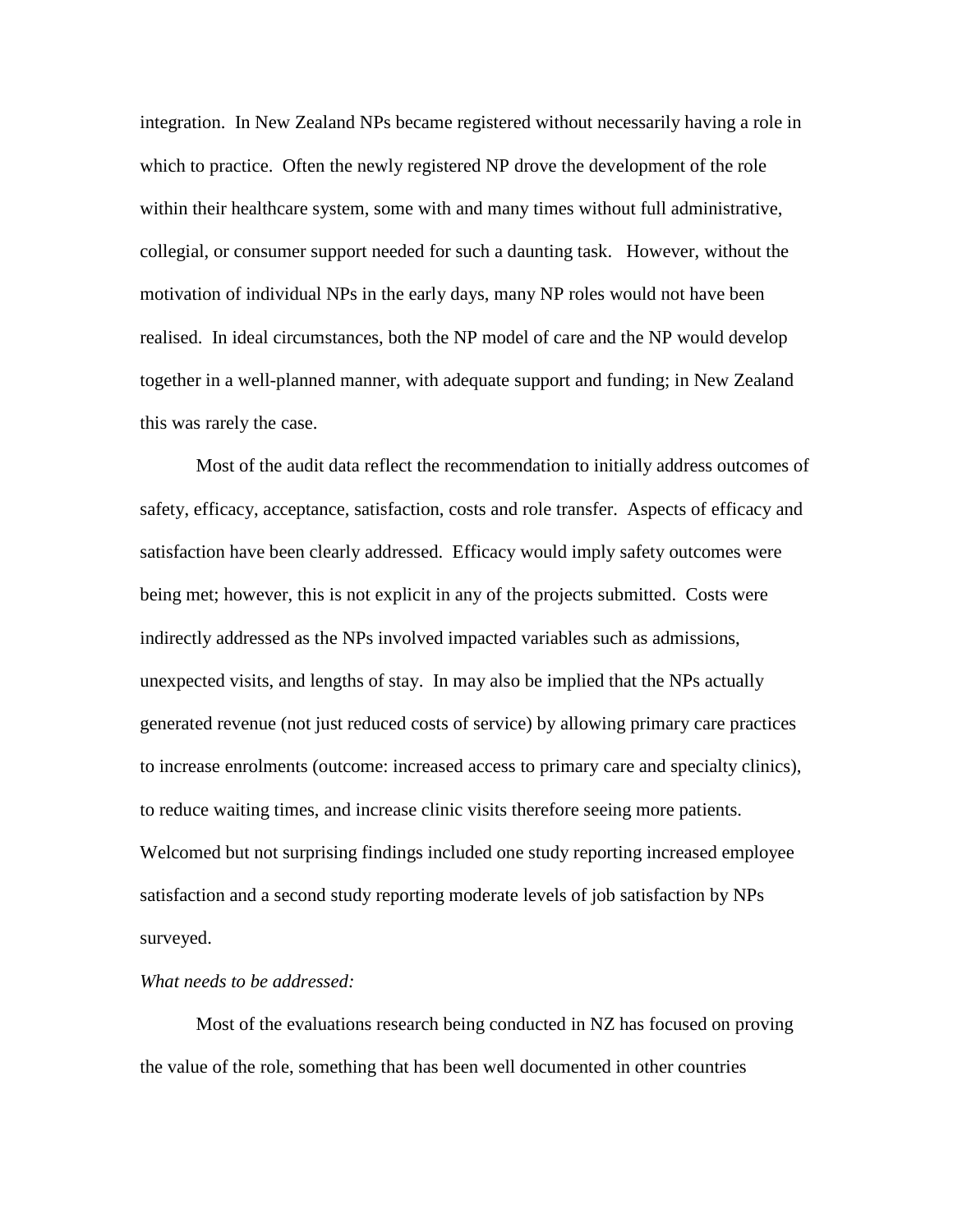integration. In New Zealand NPs became registered without necessarily having a role in which to practice. Often the newly registered NP drove the development of the role within their healthcare system, some with and many times without full administrative, collegial, or consumer support needed for such a daunting task. However, without the motivation of individual NPs in the early days, many NP roles would not have been realised. In ideal circumstances, both the NP model of care and the NP would develop together in a well-planned manner, with adequate support and funding; in New Zealand this was rarely the case.

Most of the audit data reflect the recommendation to initially address outcomes of safety, efficacy, acceptance, satisfaction, costs and role transfer. Aspects of efficacy and satisfaction have been clearly addressed. Efficacy would imply safety outcomes were being met; however, this is not explicit in any of the projects submitted. Costs were indirectly addressed as the NPs involved impacted variables such as admissions, unexpected visits, and lengths of stay. In may also be implied that the NPs actually generated revenue (not just reduced costs of service) by allowing primary care practices to increase enrolments (outcome: increased access to primary care and specialty clinics), to reduce waiting times, and increase clinic visits therefore seeing more patients. Welcomed but not surprising findings included one study reporting increased employee satisfaction and a second study reporting moderate levels of job satisfaction by NPs surveyed.

*What needs to be addressed:*

Most of the evaluations research being conducted in NZ has focused on proving the value of the role, something that has been well documented in other countries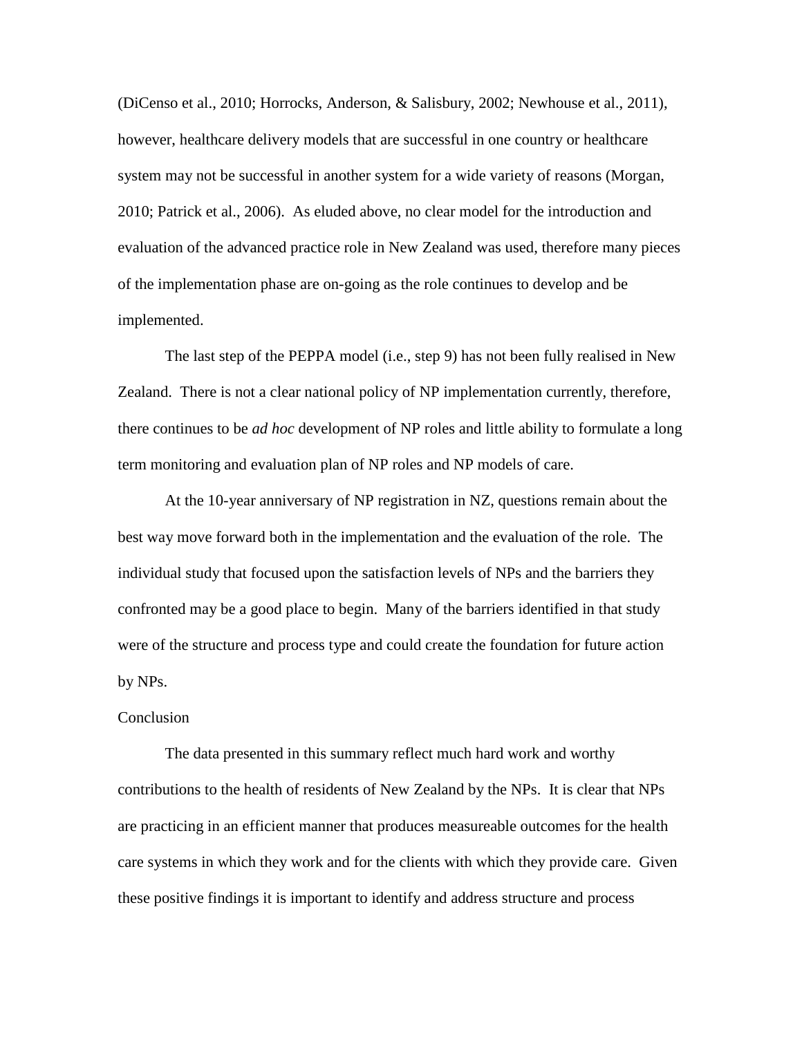(DiCenso et al., 2010; Horrocks, Anderson, & Salisbury, 2002; Newhouse et al., 2011), however, healthcare delivery models that are successful in one country or healthcare system may not be successful in another system for a wide variety of reasons (Morgan, 2010; Patrick et al., 2006). As eluded above, no clear model for the introduction and evaluation of the advanced practice role in New Zealand was used, therefore many pieces of the implementation phase are on-going as the role continues to develop and be implemented.

The last step of the PEPPA model (i.e., step 9) has not been fully realised in New Zealand. There is not a clear national policy of NP implementation currently, therefore, there continues to be *ad hoc* development of NP roles and little ability to formulate a long term monitoring and evaluation plan of NP roles and NP models of care.

At the 10-year anniversary of NP registration in NZ, questions remain about the best way move forward both in the implementation and the evaluation of the role. The individual study that focused upon the satisfaction levels of NPs and the barriers they confronted may be a good place to begin. Many of the barriers identified in that study were of the structure and process type and could create the foundation for future action by NPs.

## Conclusion

The data presented in this summary reflect much hard work and worthy contributions to the health of residents of New Zealand by the NPs. It is clear that NPs are practicing in an efficient manner that produces measureable outcomes for the health care systems in which they work and for the clients with which they provide care. Given these positive findings it is important to identify and address structure and process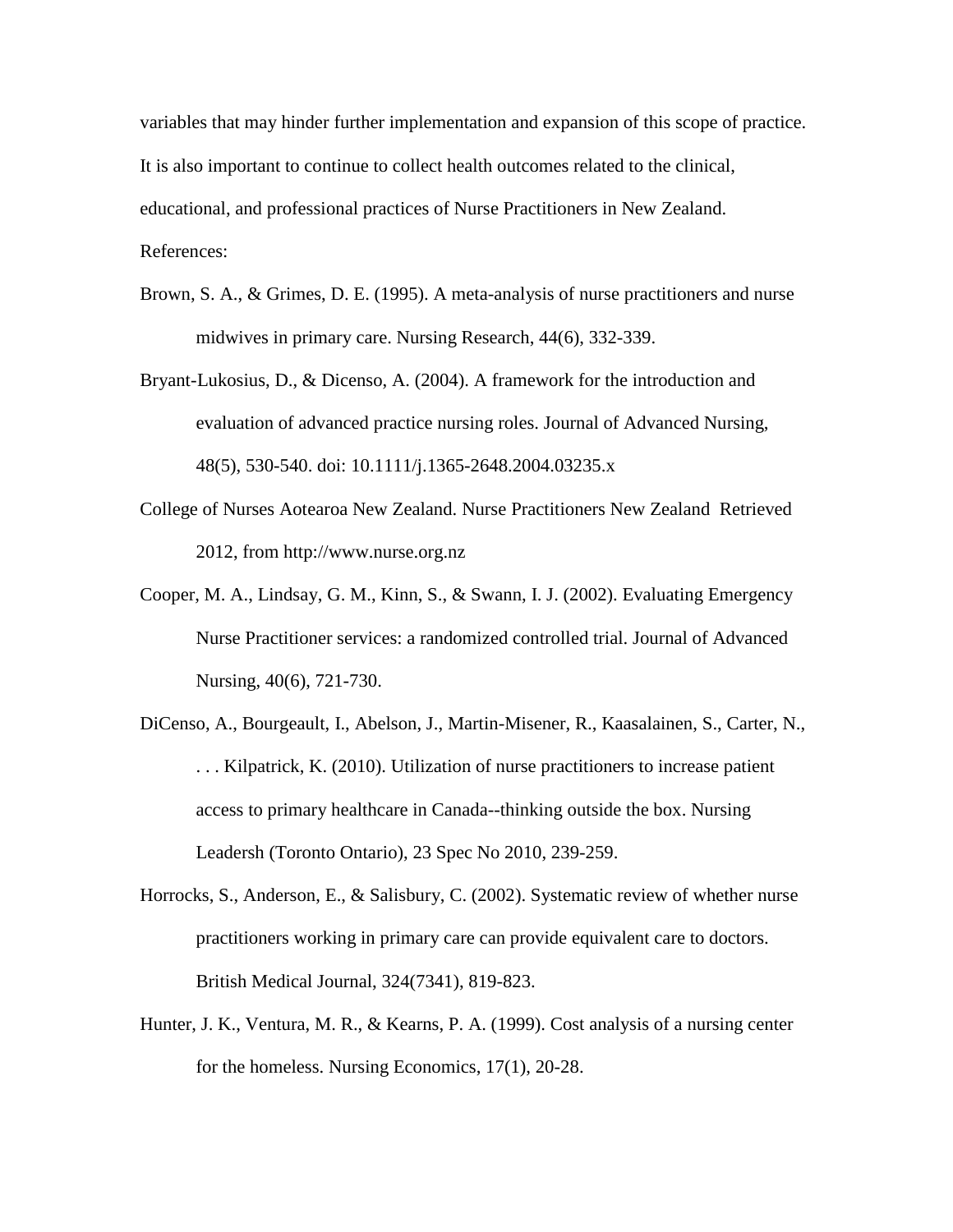variables that may hinder further implementation and expansion of this scope of practice. It is also important to continue to collect health outcomes related to the clinical, educational, and professional practices of Nurse Practitioners in New Zealand.

References:

Brown, S. A., & Grimes, D. E. (1995). A meta-analysis of nurse practitioners and nurse midwives in primary care. Nursing Research, 44(6), 332-339.

Bryant-Lukosius, D., & Dicenso, A. (2004). A framework for the introduction and evaluation of advanced practice nursing roles. Journal of Advanced Nursing, 48(5), 530-540. doi: 10.1111/j.1365-2648.2004.03235.x

College of Nurses Aotearoa New Zealand. Nurse Practitioners New Zealand Retrieved 2012, from http://www.nurse.org.nz

Cooper, M. A., Lindsay, G. M., Kinn, S., & Swann, I. J. (2002). Evaluating Emergency Nurse Practitioner services: a randomized controlled trial. Journal of Advanced Nursing, 40(6), 721-730.

DiCenso, A., Bourgeault, I., Abelson, J., Martin-Misener, R., Kaasalainen, S., Carter, N., . . . Kilpatrick, K. (2010). Utilization of nurse practitioners to increase patient access to primary healthcare in Canada--thinking outside the box. Nursing Leadersh (Toronto Ontario), 23 Spec No 2010, 239-259.

Horrocks, S., Anderson, E., & Salisbury, C. (2002). Systematic review of whether nurse practitioners working in primary care can provide equivalent care to doctors. British Medical Journal, 324(7341), 819-823.

Hunter, J. K., Ventura, M. R., & Kearns, P. A. (1999). Cost analysis of a nursing center for the homeless. Nursing Economics, 17(1), 20-28.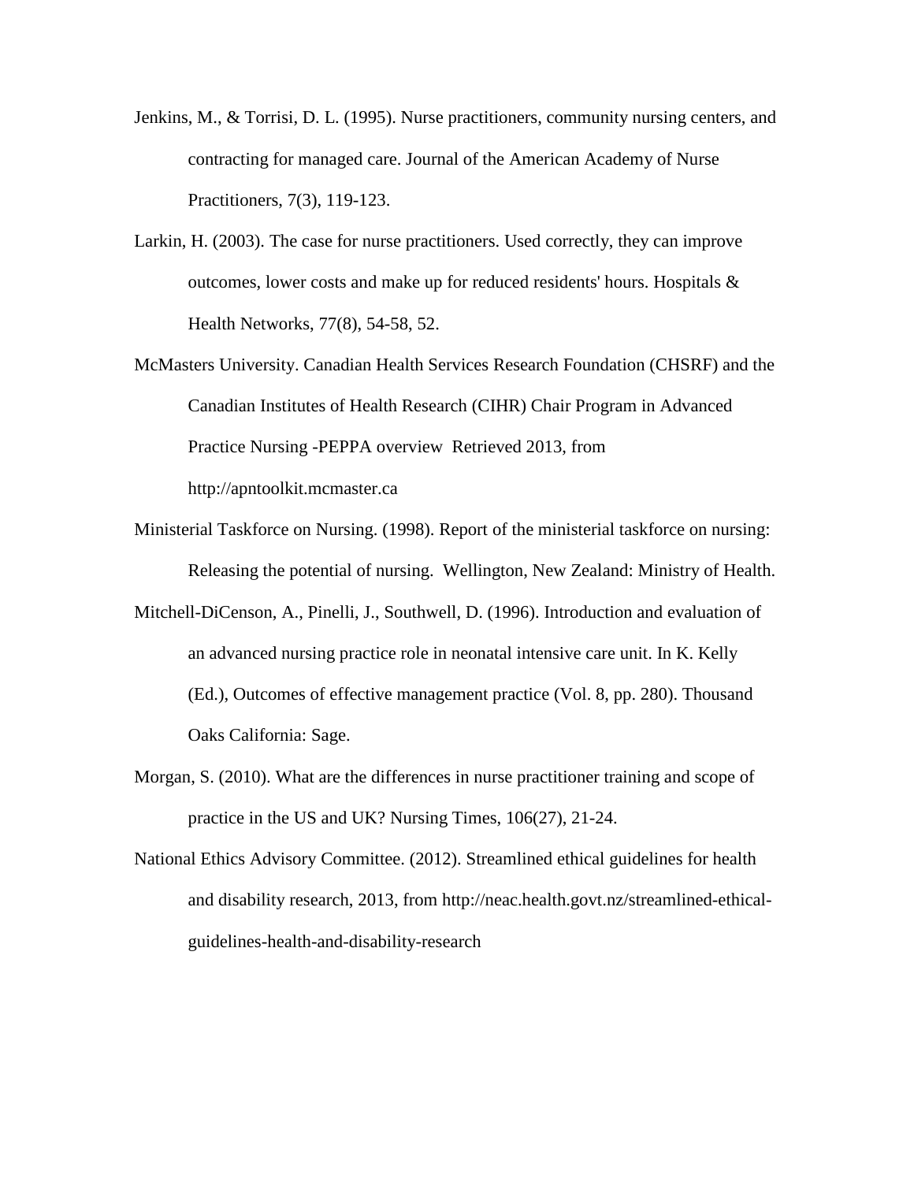Jenkins, M., & Torrisi, D. L. (1995). Nurse practitioners, community nursing centers, and contracting for managed care. Journal of the American Academy of Nurse Practitioners, 7(3), 119-123.

Larkin, H. (2003). The case for nurse practitioners. Used correctly, they can improve outcomes, lower costs and make up for reduced residents' hours. Hospitals & Health Networks, 77(8), 54-58, 52.

McMasters University. Canadian Health Services Research Foundation (CHSRF) and the Canadian Institutes of Health Research (CIHR) Chair Program in Advanced Practice Nursing -PEPPA overview Retrieved 2013, from http://apntoolkit.mcmaster.ca

Ministerial Taskforce on Nursing. (1998). Report of the ministerial taskforce on nursing: Releasing the potential of nursing. Wellington, New Zealand: Ministry of Health.

Mitchell-DiCenson, A., Pinelli, J., Southwell, D. (1996). Introduction and evaluation of an advanced nursing practice role in neonatal intensive care unit. In K. Kelly (Ed.), Outcomes of effective management practice (Vol. 8, pp. 280). Thousand Oaks California: Sage.

Morgan, S. (2010). What are the differences in nurse practitioner training and scope of practice in the US and UK? Nursing Times, 106(27), 21-24.

National Ethics Advisory Committee. (2012). Streamlined ethical guidelines for health and disability research, 2013, from http://neac.health.govt.nz/streamlined-ethical-guidelines-health-and-disability-research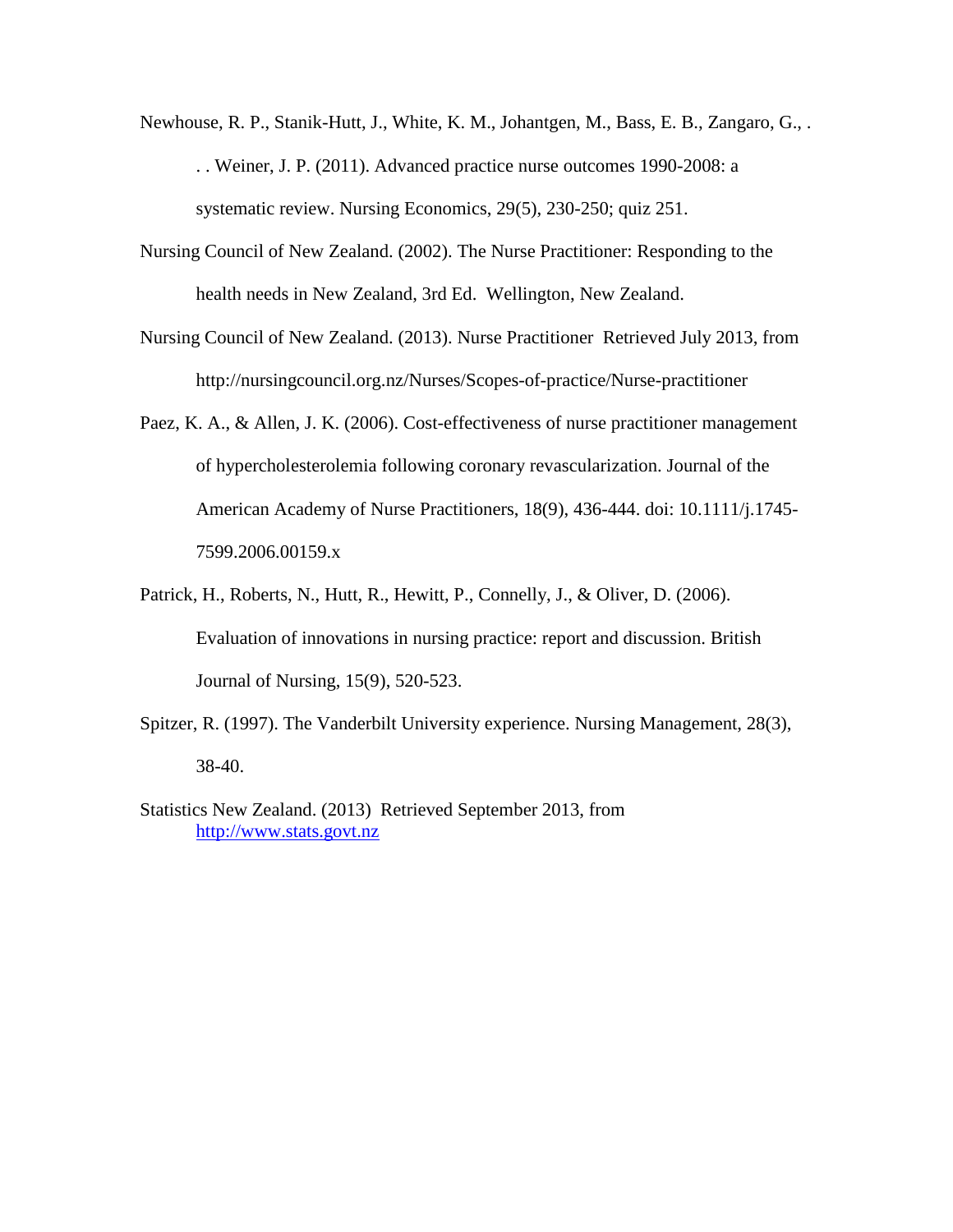Newhouse, R. P., Stanik-Hutt, J., White, K. M., Johantgen, M., Bass, E. B., Zangaro, G., . . . Weiner, J. P. (2011). Advanced practice nurse outcomes 1990-2008: a systematic review. Nursing Economics, 29(5), 230-250; quiz 251.

Nursing Council of New Zealand. (2002). The Nurse Practitioner: Responding to the health needs in New Zealand, 3rd Ed. Wellington, New Zealand.

Nursing Council of New Zealand. (2013). Nurse Practitioner Retrieved July 2013, from http://nursingcouncil.org.nz/Nurses/Scopes-of-practice/Nurse-practitioner

Paez, K. A., & Allen, J. K. (2006). Cost-effectiveness of nurse practitioner management of hypercholesterolemia following coronary revascularization. Journal of the American Academy of Nurse Practitioners, 18(9), 436-444. doi: 10.1111/j.1745-7599.2006.00159.x

Patrick, H., Roberts, N., Hutt, R., Hewitt, P., Connelly, J., & Oliver, D. (2006). Evaluation of innovations in nursing practice: report and discussion. British Journal of Nursing, 15(9), 520-523.

Spitzer, R. (1997). The Vanderbilt University experience. Nursing Management, 28(3), 38-40.

Statistics New Zealand. (2013) Retrieved September 2013, from http://www.stats.govt.nz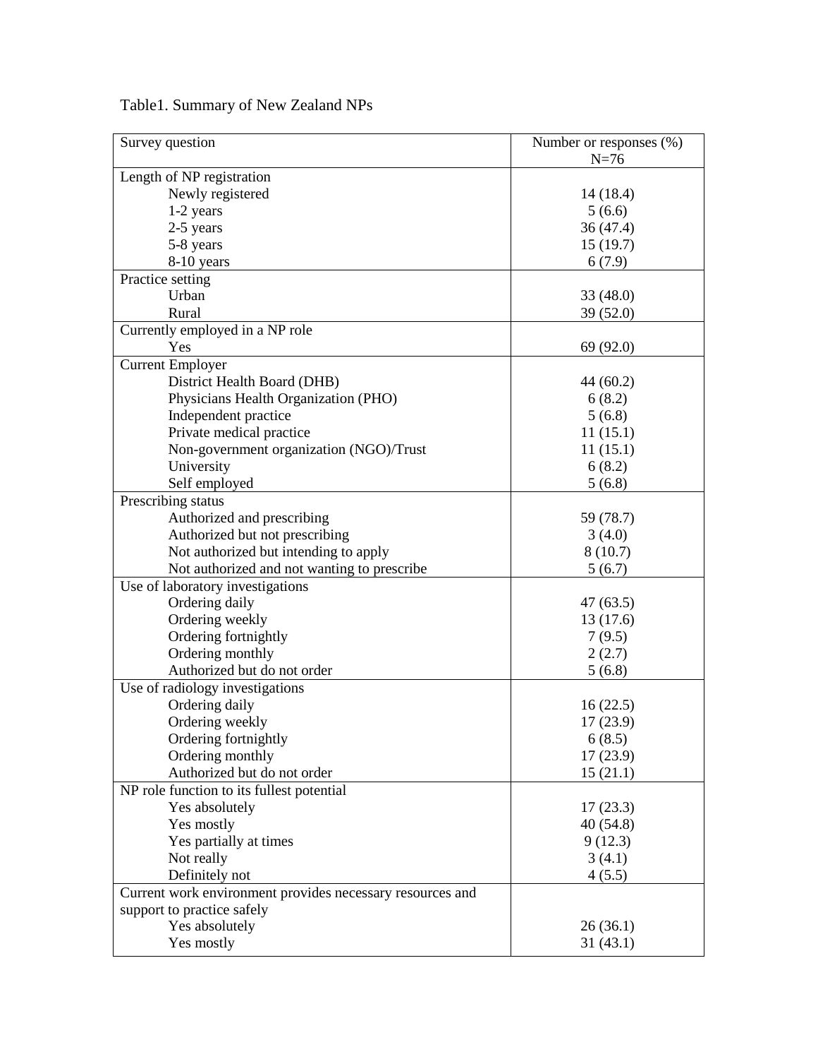Table1. Summary of New Zealand NPs

| Survey question | Number or responses (%) N=76 |
| --- | --- |
| Length of NP registration | |
| Newly registered | 14 (18.4) |
| 1-2 years | 5 (6.6) |
| 2-5 years | 36 (47.4) |
| 5-8 years | 15 (19.7) |
| 8-10 years | 6 (7.9) |
| Practice setting | |
| Urban | 33 (48.0) |
| Rural | 39 (52.0) |
| Currently employed in a NP role | |
| Yes | 69 (92.0) |
| Current Employer | |
| District Health Board (DHB) | 44 (60.2) |
| Physicians Health Organization (PHO) | 6 (8.2) |
| Independent practice | 5 (6.8) |
| Private medical practice | 11 (15.1) |
| Non-government organization (NGO)/Trust | 11 (15.1) |
| University | 6 (8.2) |
| Self employed | 5 (6.8) |
| Prescribing status | |
| Authorized and prescribing | 59 (78.7) |
| Authorized but not prescribing | 3 (4.0) |
| Not authorized but intending to apply | 8 (10.7) |
| Not authorized and not wanting to prescribe | 5 (6.7) |
| Use of laboratory investigations | |
| Ordering daily | 47 (63.5) |
| Ordering weekly | 13 (17.6) |
| Ordering fortnightly | 7 (9.5) |
| Ordering monthly | 2 (2.7) |
| Authorized but do not order | 5 (6.8) |
| Use of radiology investigations | |
| Ordering daily | 16 (22.5) |
| Ordering weekly | 17 (23.9) |
| Ordering fortnightly | 6 (8.5) |
| Ordering monthly | 17 (23.9) |
| Authorized but do not order | 15 (21.1) |
| NP role function to its fullest potential | |
| Yes absolutely | 17 (23.3) |
| Yes mostly | 40 (54.8) |
| Yes partially at times | 9 (12.3) |
| Not really | 3 (4.1) |
| Definitely not | 4 (5.5) |
| Current work environment provides necessary resources and support to practice safely | |
| Yes absolutely | 26 (36.1) |
| Yes mostly | 31 (43.1) |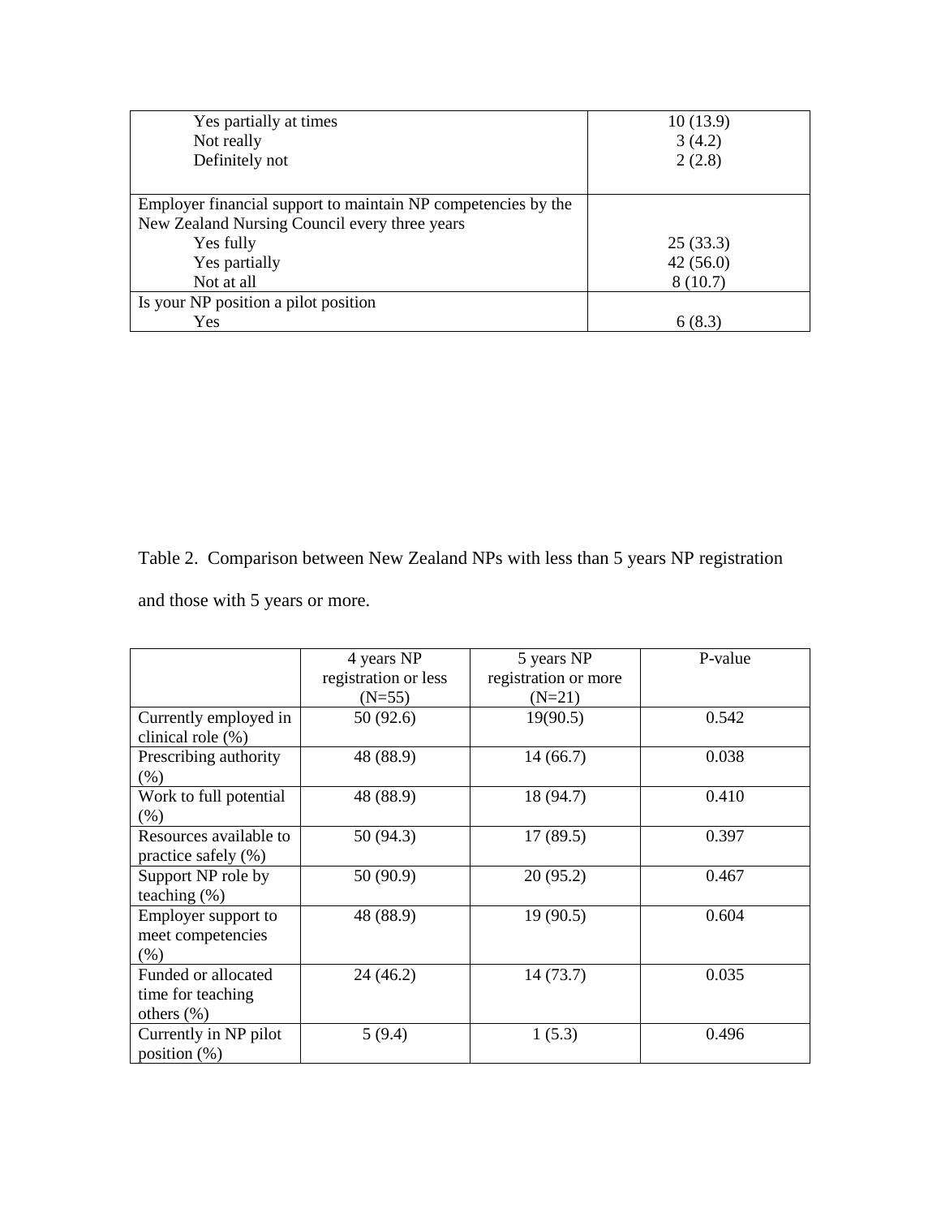| | |
|---|---|
| Yes partially at times | 10 (13.9) |
| Not really | 3 (4.2) |
| Definitely not | 2 (2.8) |
| Employer financial support to maintain NP competencies by the New Zealand Nursing Council every three years | |
| Yes fully | 25 (33.3) |
| Yes partially | 42 (56.0) |
| Not at all | 8 (10.7) |
| Is your NP position a pilot position | |
| Yes | 6 (8.3) |

Table 2. Comparison between New Zealand NPs with less than 5 years NP registration and those with 5 years or more.

| | 4 years NP registration or less (N=55) | 5 years NP registration or more (N=21) | P-value |
|---|---|---|---|
| Currently employed in clinical role (%) | 50 (92.6) | 19(90.5) | 0.542 |
| Prescribing authority (%) | 48 (88.9) | 14 (66.7) | 0.038 |
| Work to full potential (%) | 48 (88.9) | 18 (94.7) | 0.410 |
| Resources available to practice safely (%) | 50 (94.3) | 17 (89.5) | 0.397 |
| Support NP role by teaching (%) | 50 (90.9) | 20 (95.2) | 0.467 |
| Employer support to meet competencies (%) | 48 (88.9) | 19 (90.5) | 0.604 |
| Funded or allocated time for teaching others (%) | 24 (46.2) | 14 (73.7) | 0.035 |
| Currently in NP pilot position (%) | 5 (9.4) | 1 (5.3) | 0.496 |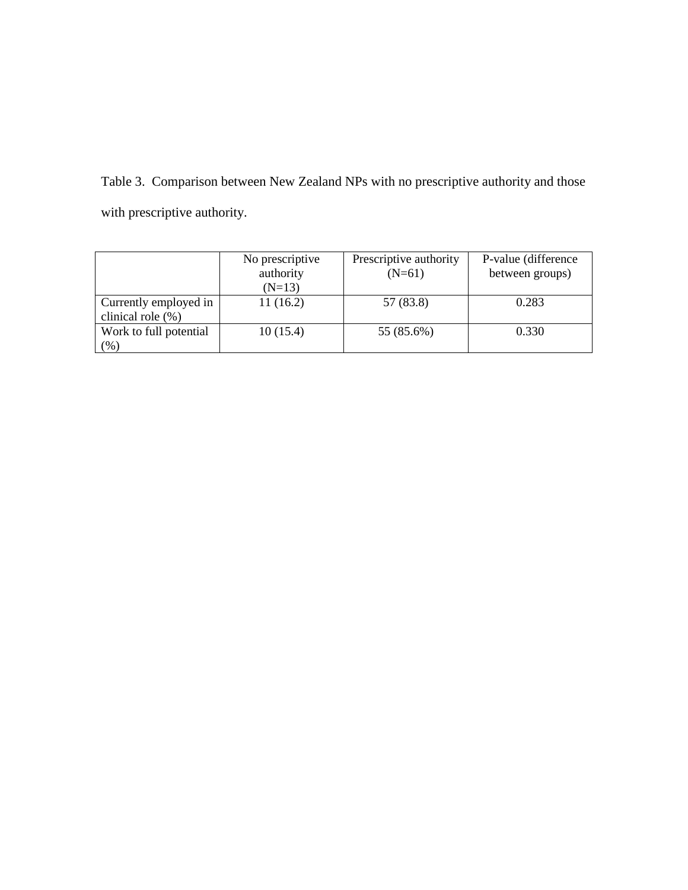Table 3. Comparison between New Zealand NPs with no prescriptive authority and those with prescriptive authority.

| | No prescriptive authority (N=13) | Prescriptive authority (N=61) | P-value (difference between groups) |
|---|---|---|---|
| Currently employed in clinical role (%) | 11 (16.2) | 57 (83.8) | 0.283 |
| Work to full potential (%) | 10 (15.4) | 55 (85.6%) | 0.330 |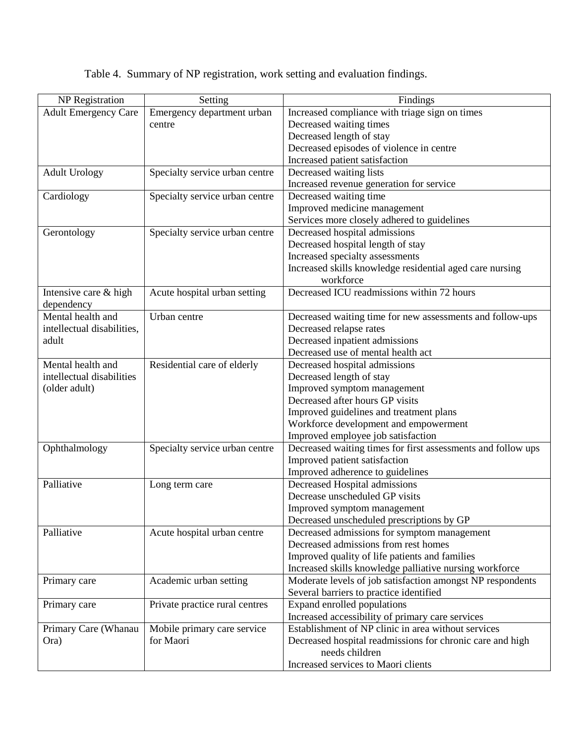Table 4. Summary of NP registration, work setting and evaluation findings.

| NP Registration | Setting | Findings |
| --- | --- | --- |
| Adult Emergency Care | Emergency department urban centre | Increased compliance with triage sign on times<br>Decreased waiting times<br>Decreased length of stay<br>Decreased episodes of violence in centre<br>Increased patient satisfaction |
| Adult Urology | Specialty service urban centre | Decreased waiting lists<br>Increased revenue generation for service |
| Cardiology | Specialty service urban centre | Decreased waiting time<br>Improved medicine management<br>Services more closely adhered to guidelines |
| Gerontology | Specialty service urban centre | Decreased hospital admissions<br>Decreased hospital length of stay<br>Increased specialty assessments<br>Increased skills knowledge residential aged care nursing workforce |
| Intensive care & high dependency | Acute hospital urban setting | Decreased ICU readmissions within 72 hours |
| Mental health and intellectual disabilities, adult | Urban centre | Decreased waiting time for new assessments and follow-ups<br>Decreased relapse rates<br>Decreased inpatient admissions<br>Decreased use of mental health act |
| Mental health and intellectual disabilities (older adult) | Residential care of elderly | Decreased hospital admissions<br>Decreased length of stay<br>Improved symptom management<br>Decreased after hours GP visits<br>Improved guidelines and treatment plans<br>Workforce development and empowerment<br>Improved employee job satisfaction |
| Ophthalmology | Specialty service urban centre | Decreased waiting times for first assessments and follow ups<br>Improved patient satisfaction<br>Improved adherence to guidelines |
| Palliative | Long term care | Decreased Hospital admissions<br>Decrease unscheduled GP visits<br>Improved symptom management<br>Decreased unscheduled prescriptions by GP |
| Palliative | Acute hospital urban centre | Decreased admissions for symptom management<br>Decreased admissions from rest homes<br>Improved quality of life patients and families<br>Increased skills knowledge palliative nursing workforce |
| Primary care | Academic urban setting | Moderate levels of job satisfaction amongst NP respondents<br>Several barriers to practice identified |
| Primary care | Private practice rural centres | Expand enrolled populations<br>Increased accessibility of primary care services |
| Primary Care (Whanau Ora) | Mobile primary care service for Maori | Establishment of NP clinic in area without services<br>Decreased hospital readmissions for chronic care and high needs children<br>Increased services to Maori clients |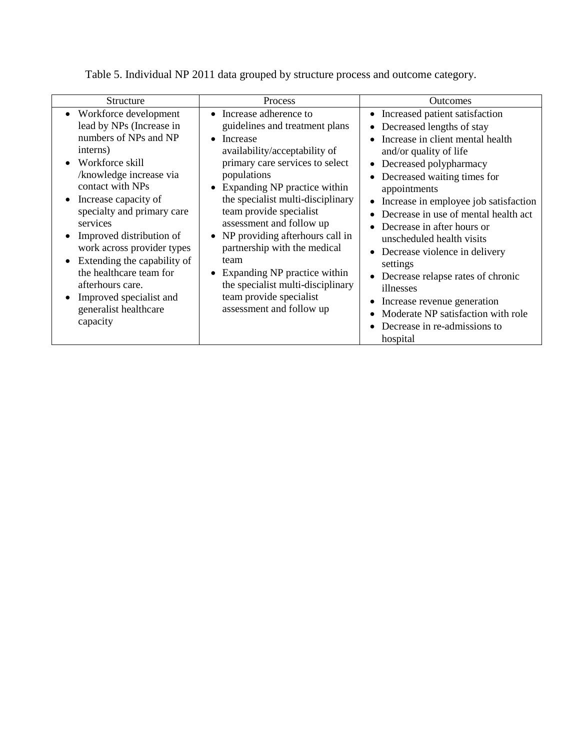Table 5. Individual NP 2011 data grouped by structure process and outcome category.

| Structure | Process | Outcomes |
| --- | --- | --- |
| • Workforce development lead by NPs (Increase in numbers of NPs and NP interns)<br>• Workforce skill /knowledge increase via contact with NPs<br>• Increase capacity of specialty and primary care services<br>• Improved distribution of work across provider types<br>• Extending the capability of the healthcare team for afterhours care.<br>• Improved specialist and generalist healthcare capacity | • Increase adherence to guidelines and treatment plans<br>• Increase availability/acceptability of primary care services to select populations<br>• Expanding NP practice within the specialist multi-disciplinary team provide specialist assessment and follow up<br>• NP providing afterhours call in partnership with the medical team<br>• Expanding NP practice within the specialist multi-disciplinary team provide specialist assessment and follow up | • Increased patient satisfaction<br>• Decreased lengths of stay<br>• Increase in client mental health and/or quality of life<br>• Decreased polypharmacy<br>• Decreased waiting times for appointments<br>• Increase in employee job satisfaction<br>• Decrease in use of mental health act<br>• Decrease in after hours or unscheduled health visits<br>• Decrease violence in delivery settings<br>• Decrease relapse rates of chronic illnesses<br>• Increase revenue generation<br>• Moderate NP satisfaction with role<br>• Decrease in re-admissions to hospital |